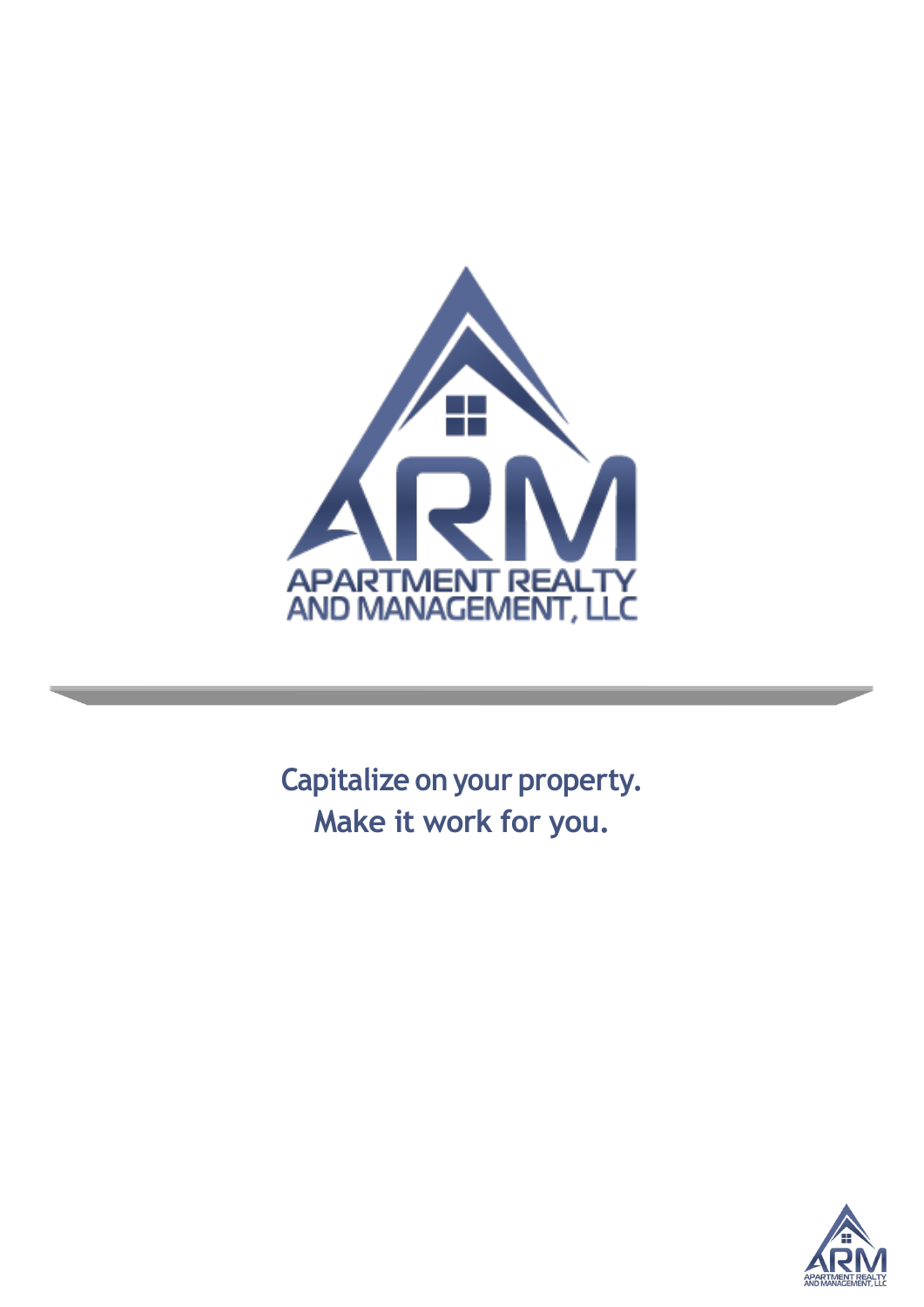# ARM

APARTMENT REALTY AND MANAGEMENT, LLC

Capitalize on your property.
Make it work for you.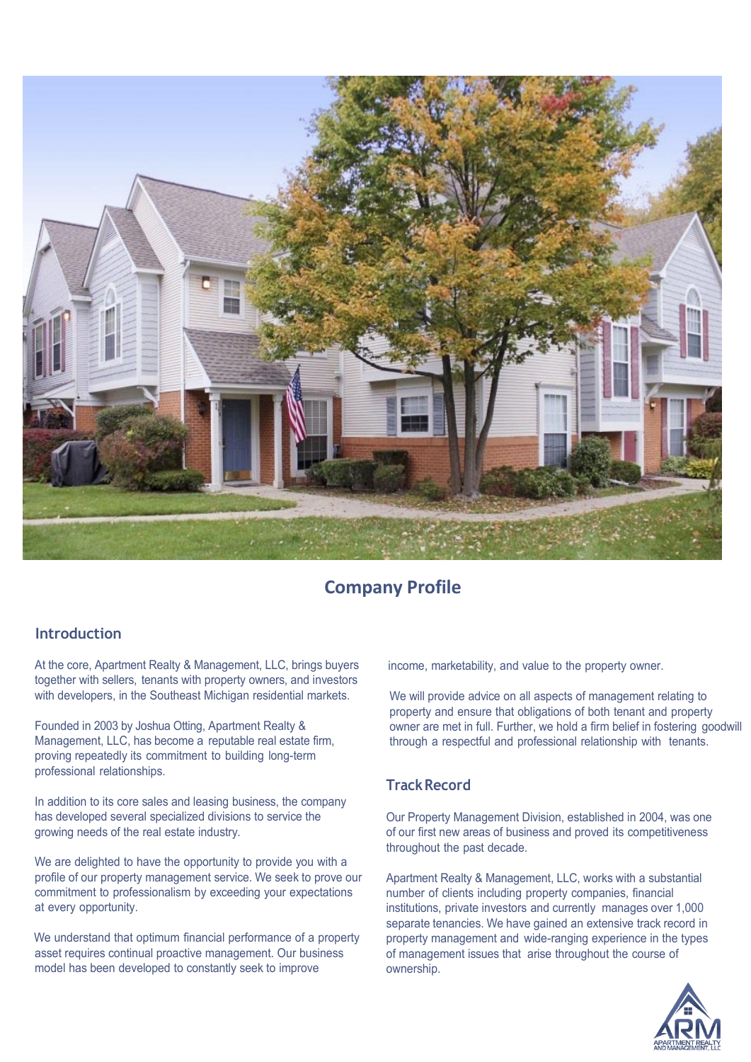# Company Profile

## Introduction

At the core, Apartment Realty & Management, LLC, brings buyers together with sellers, tenants with property owners, and investors with developers, in the Southeast Michigan residential markets.

Founded in 2003 by Joshua Otting, Apartment Realty & Management, LLC, has become a reputable real estate firm, proving repeatedly its commitment to building long-term professional relationships.

In addition to its core sales and leasing business, the company has developed several specialized divisions to service the growing needs of the real estate industry.

We are delighted to have the opportunity to provide you with a profile of our property management service. We seek to prove our commitment to professionalism by exceeding your expectations at every opportunity.

We understand that optimum financial performance of a property asset requires continual proactive management. Our business model has been developed to constantly seek to improve income, marketability, and value to the property owner.

We will provide advice on all aspects of management relating to property and ensure that obligations of both tenant and property owner are met in full. Further, we hold a firm belief in fostering goodwill through a respectful and professional relationship with tenants.

## Track Record

Our Property Management Division, established in 2004, was one of our first new areas of business and proved its competitiveness throughout the past decade.

Apartment Realty & Management, LLC, works with a substantial number of clients including property companies, financial institutions, private investors and currently manages over 1,000 separate tenancies. We have gained an extensive track record in property management and wide-ranging experience in the types of management issues that arise throughout the course of ownership.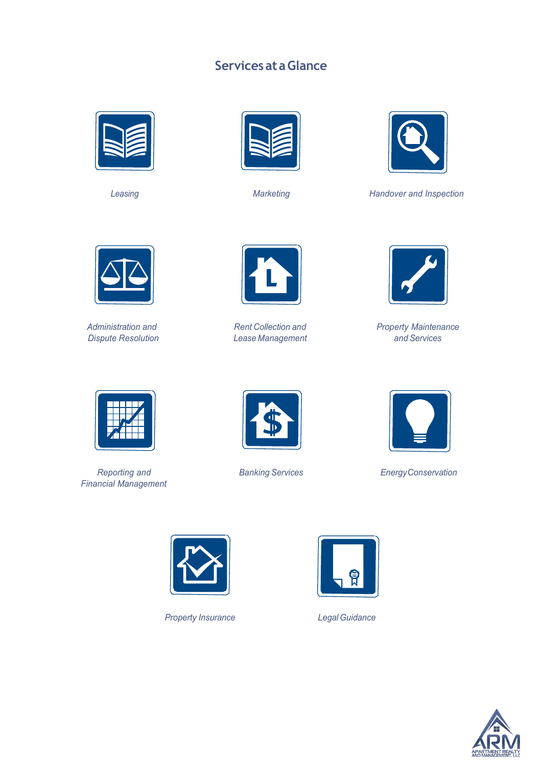## Services at a Glance

*Leasing*

*Marketing*

*Handover and Inspection*

*Administration and Dispute Resolution*

*Rent Collection and Lease Management*

*Property Maintenance and Services*

*Reporting and Financial Management*

*Banking Services*

*Energy Conservation*

*Property Insurance*

*Legal Guidance*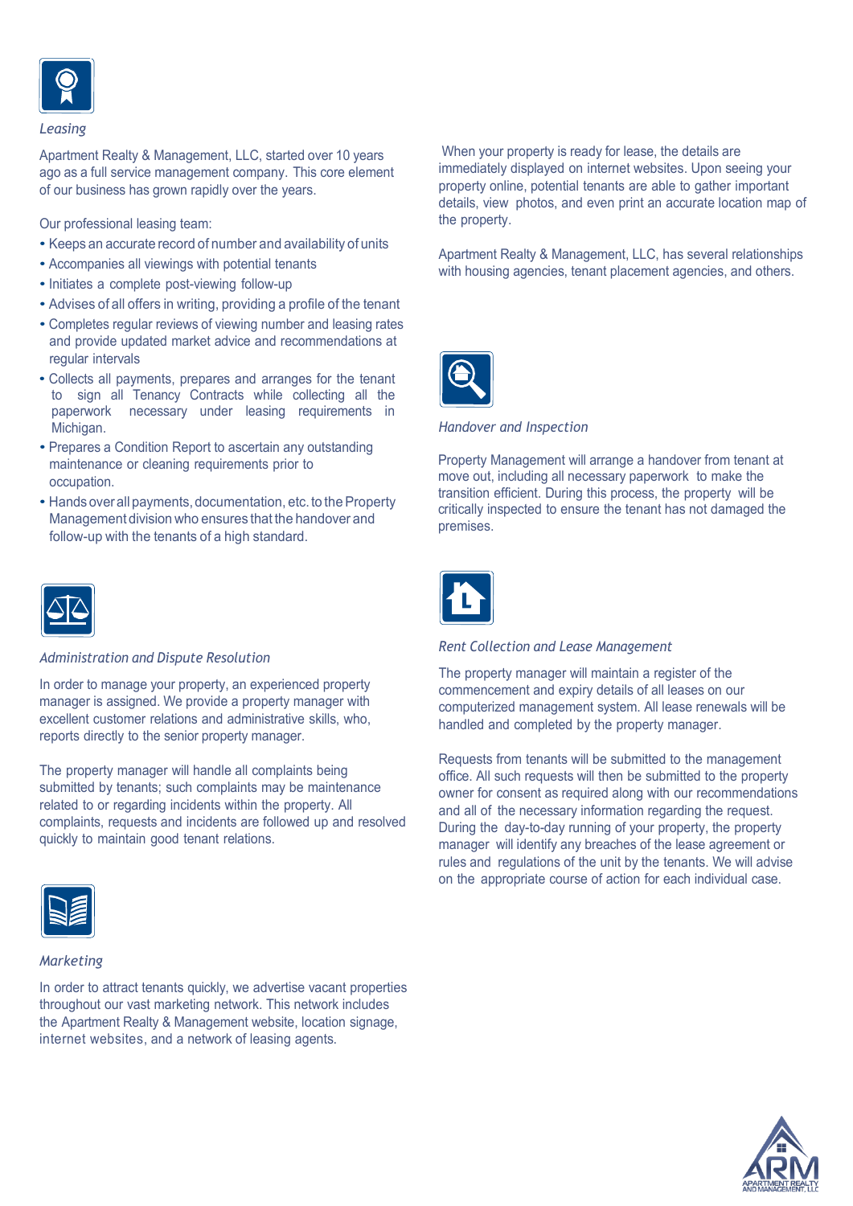### *Leasing*

Apartment Realty & Management, LLC, started over 10 years ago as a full service management company. This core element of our business has grown rapidly over the years.

Our professional leasing team:

- Keeps an accurate record of number and availability of units
- Accompanies all viewings with potential tenants
- Initiates a complete post-viewing follow-up
- Advises of all offers in writing, providing a profile of the tenant
- Completes regular reviews of viewing number and leasing rates and provide updated market advice and recommendations at regular intervals
- Collects all payments, prepares and arranges for the tenant to sign all Tenancy Contracts while collecting all the paperwork necessary under leasing requirements in Michigan.
- Prepares a Condition Report to ascertain any outstanding maintenance or cleaning requirements prior to occupation.
- Hands over all payments, documentation, etc. to the Property Management division who ensures that the handover and follow-up with the tenants of a high standard.

### *Administration and Dispute Resolution*

In order to manage your property, an experienced property manager is assigned. We provide a property manager with excellent customer relations and administrative skills, who, reports directly to the senior property manager.

The property manager will handle all complaints being submitted by tenants; such complaints may be maintenance related to or regarding incidents within the property. All complaints, requests and incidents are followed up and resolved quickly to maintain good tenant relations.

### *Marketing*

In order to attract tenants quickly, we advertise vacant properties throughout our vast marketing network. This network includes the Apartment Realty & Management website, location signage, internet websites, and a network of leasing agents.

When your property is ready for lease, the details are immediately displayed on internet websites. Upon seeing your property online, potential tenants are able to gather important details, view photos, and even print an accurate location map of the property.

Apartment Realty & Management, LLC, has several relationships with housing agencies, tenant placement agencies, and others.

### *Handover and Inspection*

Property Management will arrange a handover from tenant at move out, including all necessary paperwork to make the transition efficient. During this process, the property will be critically inspected to ensure the tenant has not damaged the premises.

### *Rent Collection and Lease Management*

The property manager will maintain a register of the commencement and expiry details of all leases on our computerized management system. All lease renewals will be handled and completed by the property manager.

Requests from tenants will be submitted to the management office. All such requests will then be submitted to the property owner for consent as required along with our recommendations and all of the necessary information regarding the request. During the day-to-day running of your property, the property manager will identify any breaches of the lease agreement or rules and regulations of the unit by the tenants. We will advise on the appropriate course of action for each individual case.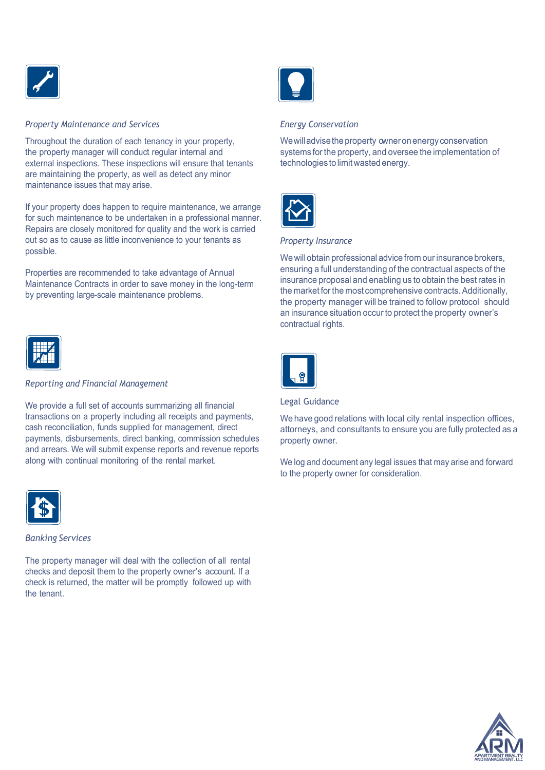### *Property Maintenance and Services*

Throughout the duration of each tenancy in your property, the property manager will conduct regular internal and external inspections. These inspections will ensure that tenants are maintaining the property, as well as detect any minor maintenance issues that may arise.

If your property does happen to require maintenance, we arrange for such maintenance to be undertaken in a professional manner. Repairs are closely monitored for quality and the work is carried out so as to cause as little inconvenience to your tenants as possible.

Properties are recommended to take advantage of Annual Maintenance Contracts in order to save money in the long-term by preventing large-scale maintenance problems.

### *Reporting and Financial Management*

We provide a full set of accounts summarizing all financial transactions on a property including all receipts and payments, cash reconciliation, funds supplied for management, direct payments, disbursements, direct banking, commission schedules and arrears. We will submit expense reports and revenue reports along with continual monitoring of the rental market.

### *Banking Services*

The property manager will deal with the collection of all rental checks and deposit them to the property owner's account. If a check is returned, the matter will be promptly followed up with the tenant.

### *Energy Conservation*

We will advise the property owner on energy conservation systems for the property, and oversee the implementation of technologies to limit wasted energy.

### *Property Insurance*

We will obtain professional advice from our insurance brokers, ensuring a full understanding of the contractual aspects of the insurance proposal and enabling us to obtain the best rates in the market for the most comprehensive contracts. Additionally, the property manager will be trained to follow protocol should an insurance situation occur to protect the property owner's contractual rights.

### Legal Guidance

We have good relations with local city rental inspection offices, attorneys, and consultants to ensure you are fully protected as a property owner.

We log and document any legal issues that may arise and forward to the property owner for consideration.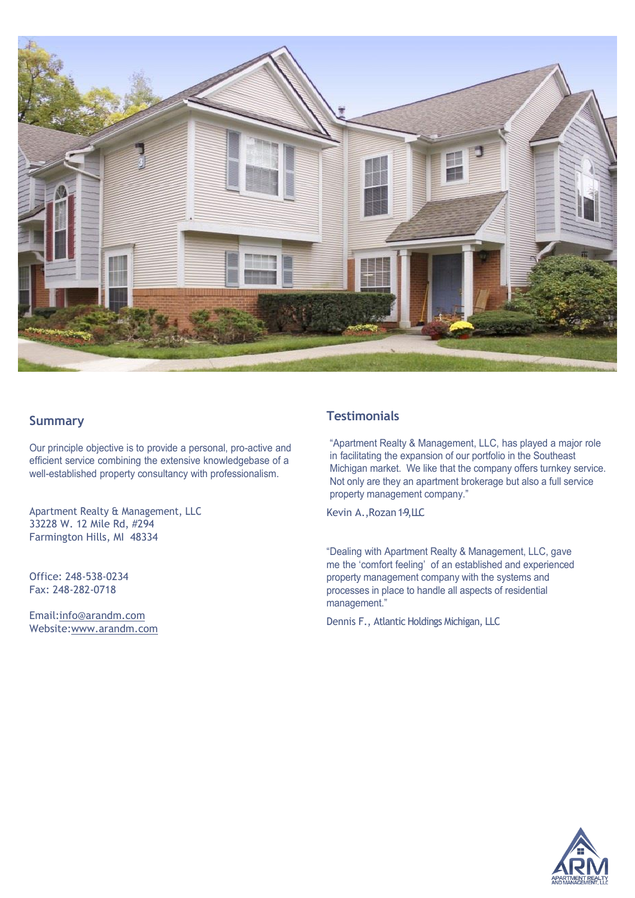## Summary

Our principle objective is to provide a personal, pro-active and efficient service combining the extensive knowledgebase of a well-established property consultancy with professionalism.

Apartment Realty & Management, LLC
33228 W. 12 Mile Rd, #294
Farmington Hills, MI 48334

Office: 248-538-0234
Fax: 248-282-0718

Email:info@arandm.com
Website:www.arandm.com

## Testimonials

"Apartment Realty & Management, LLC, has played a major role in facilitating the expansion of our portfolio in the Southeast Michigan market. We like that the company offers turnkey service. Not only are they an apartment brokerage but also a full service property management company."

Kevin A.,Rozan 1-9,LLC

"Dealing with Apartment Realty & Management, LLC, gave me the 'comfort feeling' of an established and experienced property management company with the systems and processes in place to handle all aspects of residential management."

Dennis F., Atlantic Holdings Michigan, LLC

ARM
APARTMENT REALTY AND MANAGEMENT, LLC